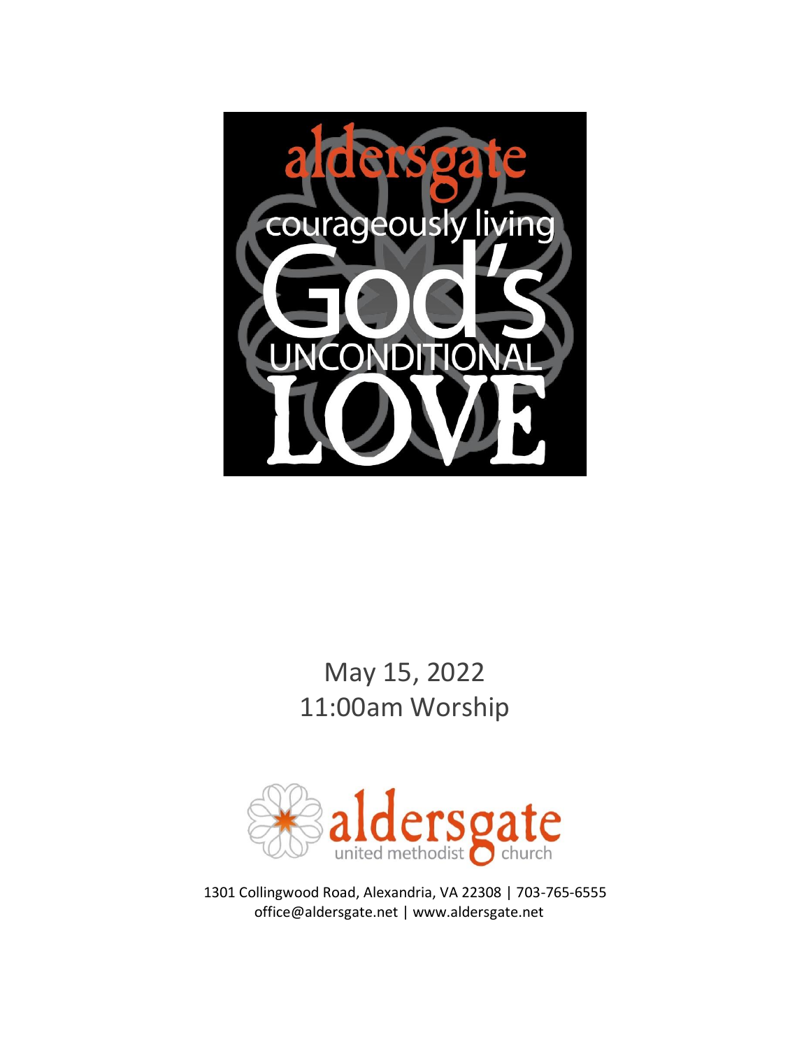aldersgate

courageously living

God's

UNCONDITIONAL

LOVE

May 15, 2022

11:00am Worship

aldersgate

united methodist church

1301 Collingwood Road, Alexandria, VA 22308 | 703-765-6555

office@aldersgate.net | www.aldersgate.net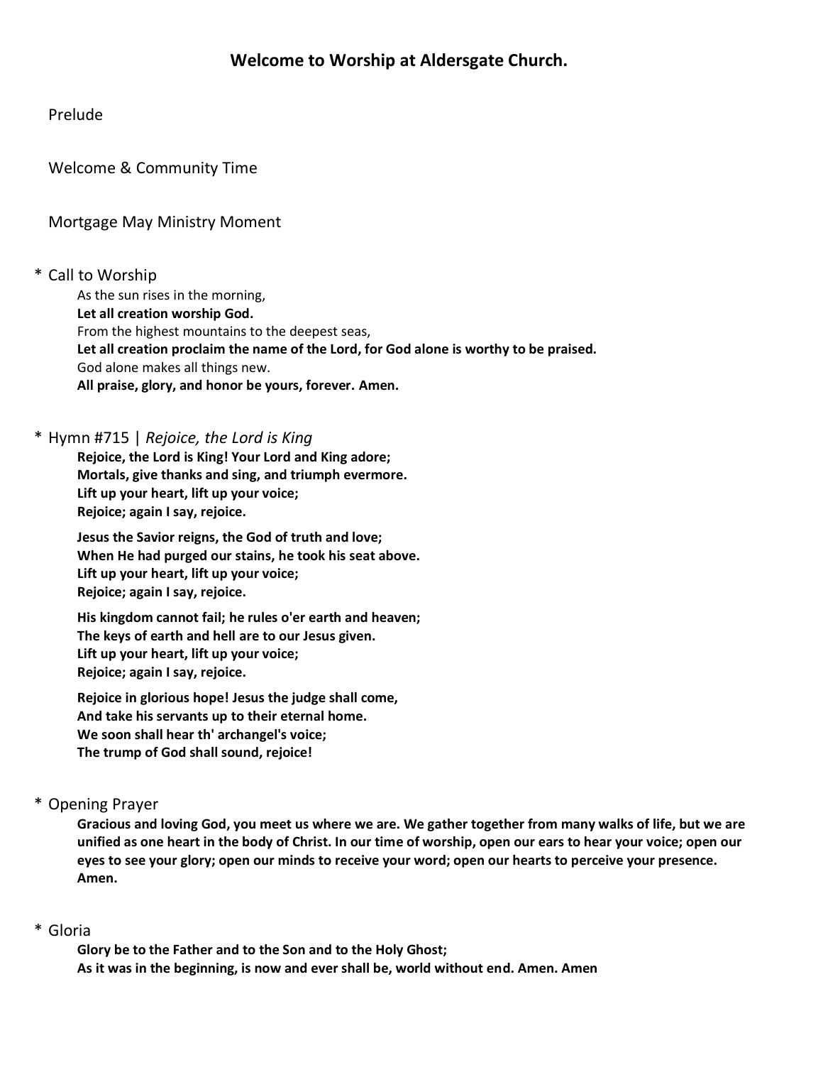# Welcome to Worship at Aldersgate Church.

Prelude

Welcome & Community Time

Mortgage May Ministry Moment

\* Call to Worship

As the sun rises in the morning,
**Let all creation worship God.**
From the highest mountains to the deepest seas,
**Let all creation proclaim the name of the Lord, for God alone is worthy to be praised.**
God alone makes all things new.
**All praise, glory, and honor be yours, forever. Amen.**

\* Hymn #715 | *Rejoice, the Lord is King*

**Rejoice, the Lord is King! Your Lord and King adore;**
**Mortals, give thanks and sing, and triumph evermore.**
**Lift up your heart, lift up your voice;**
**Rejoice; again I say, rejoice.**

**Jesus the Savior reigns, the God of truth and love;**
**When He had purged our stains, he took his seat above.**
**Lift up your heart, lift up your voice;**
**Rejoice; again I say, rejoice.**

**His kingdom cannot fail; he rules o'er earth and heaven;**
**The keys of earth and hell are to our Jesus given.**
**Lift up your heart, lift up your voice;**
**Rejoice; again I say, rejoice.**

**Rejoice in glorious hope! Jesus the judge shall come,**
**And take his servants up to their eternal home.**
**We soon shall hear th' archangel's voice;**
**The trump of God shall sound, rejoice!**

\* Opening Prayer

**Gracious and loving God, you meet us where we are. We gather together from many walks of life, but we are unified as one heart in the body of Christ. In our time of worship, open our ears to hear your voice; open our eyes to see your glory; open our minds to receive your word; open our hearts to perceive your presence. Amen.**

\* Gloria

**Glory be to the Father and to the Son and to the Holy Ghost;**
**As it was in the beginning, is now and ever shall be, world without end. Amen. Amen**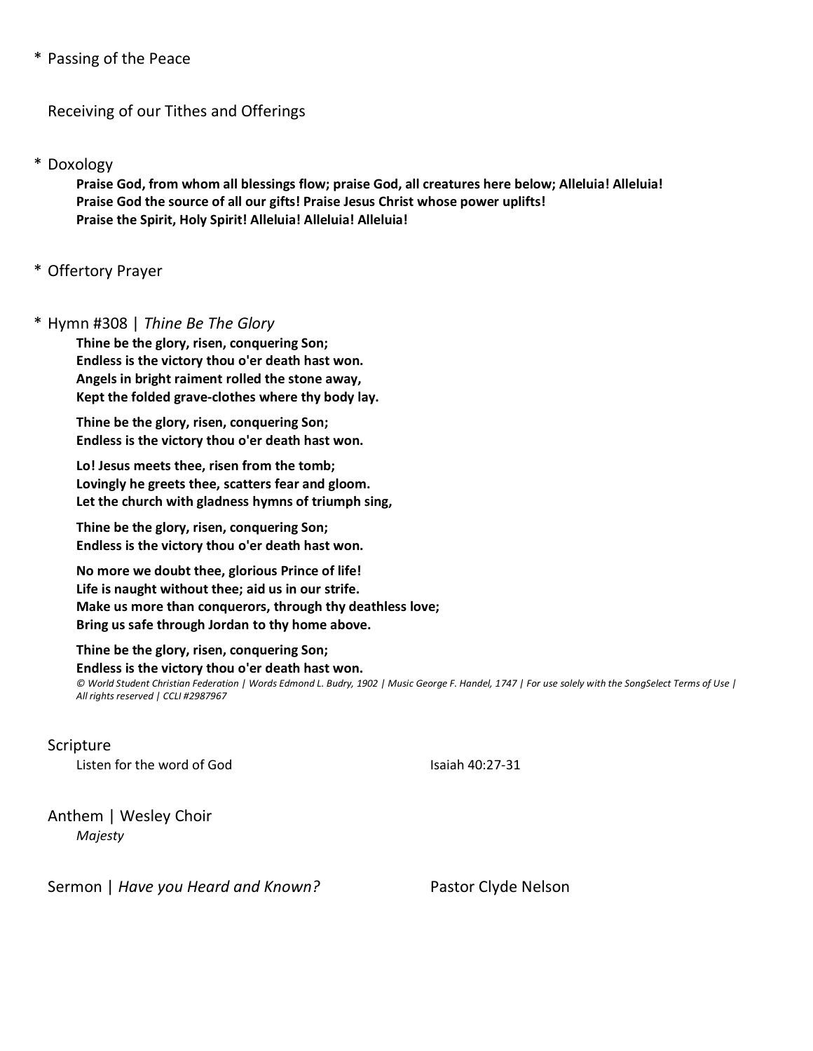\* Passing of the Peace

Receiving of our Tithes and Offerings

\* Doxology

**Praise God, from whom all blessings flow; praise God, all creatures here below; Alleluia! Alleluia!**
**Praise God the source of all our gifts! Praise Jesus Christ whose power uplifts!**
**Praise the Spirit, Holy Spirit! Alleluia! Alleluia! Alleluia!**

\* Offertory Prayer

\* Hymn #308 | *Thine Be The Glory*

**Thine be the glory, risen, conquering Son;**
**Endless is the victory thou o'er death hast won.**
**Angels in bright raiment rolled the stone away,**
**Kept the folded grave-clothes where thy body lay.**

**Thine be the glory, risen, conquering Son;**
**Endless is the victory thou o'er death hast won.**

**Lo! Jesus meets thee, risen from the tomb;**
**Lovingly he greets thee, scatters fear and gloom.**
**Let the church with gladness hymns of triumph sing,**

**Thine be the glory, risen, conquering Son;**
**Endless is the victory thou o'er death hast won.**

**No more we doubt thee, glorious Prince of life!**
**Life is naught without thee; aid us in our strife.**
**Make us more than conquerors, through thy deathless love;**
**Bring us safe through Jordan to thy home above.**

**Thine be the glory, risen, conquering Son;**
**Endless is the victory thou o'er death hast won.**

*© World Student Christian Federation | Words Edmond L. Budry, 1902 | Music George F. Handel, 1747 | For use solely with the SongSelect Terms of Use | All rights reserved | CCLI #2987967*

Scripture

Listen for the word of God — Isaiah 40:27-31

Anthem | Wesley Choir

*Majesty*

Sermon | *Have you Heard and Known?* — Pastor Clyde Nelson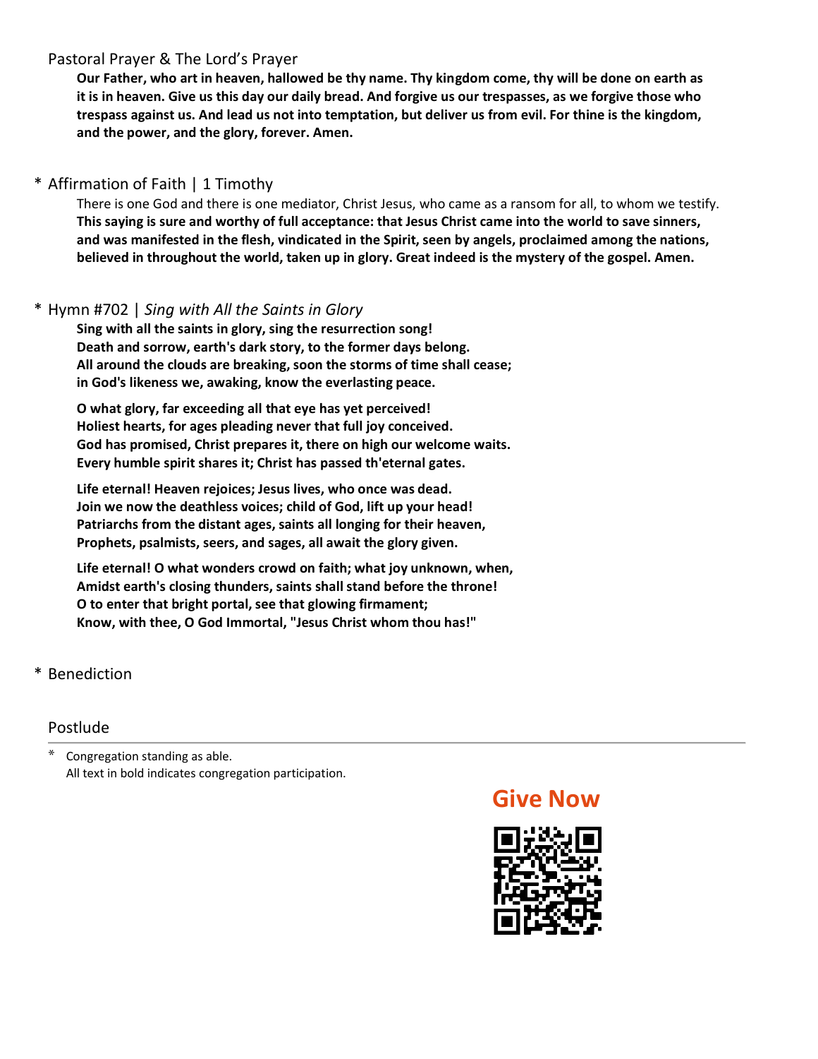Pastoral Prayer & The Lord's Prayer

**Our Father, who art in heaven, hallowed be thy name. Thy kingdom come, thy will be done on earth as it is in heaven. Give us this day our daily bread. And forgive us our trespasses, as we forgive those who trespass against us. And lead us not into temptation, but deliver us from evil. For thine is the kingdom, and the power, and the glory, forever. Amen.**

\* Affirmation of Faith | 1 Timothy

There is one God and there is one mediator, Christ Jesus, who came as a ransom for all, to whom we testify. **This saying is sure and worthy of full acceptance: that Jesus Christ came into the world to save sinners, and was manifested in the flesh, vindicated in the Spirit, seen by angels, proclaimed among the nations, believed in throughout the world, taken up in glory. Great indeed is the mystery of the gospel. Amen.**

\* Hymn #702 | *Sing with All the Saints in Glory*

**Sing with all the saints in glory, sing the resurrection song!**
**Death and sorrow, earth's dark story, to the former days belong.**
**All around the clouds are breaking, soon the storms of time shall cease;**
**in God's likeness we, awaking, know the everlasting peace.**

**O what glory, far exceeding all that eye has yet perceived!**
**Holiest hearts, for ages pleading never that full joy conceived.**
**God has promised, Christ prepares it, there on high our welcome waits.**
**Every humble spirit shares it; Christ has passed th'eternal gates.**

**Life eternal! Heaven rejoices; Jesus lives, who once was dead.**
**Join we now the deathless voices; child of God, lift up your head!**
**Patriarchs from the distant ages, saints all longing for their heaven,**
**Prophets, psalmists, seers, and sages, all await the glory given.**

**Life eternal! O what wonders crowd on faith; what joy unknown, when,**
**Amidst earth's closing thunders, saints shall stand before the throne!**
**O to enter that bright portal, see that glowing firmament;**
**Know, with thee, O God Immortal, "Jesus Christ whom thou has!"**

\* Benediction

Postlude

---

\* Congregation standing as able.
All text in bold indicates congregation participation.

**Give Now**